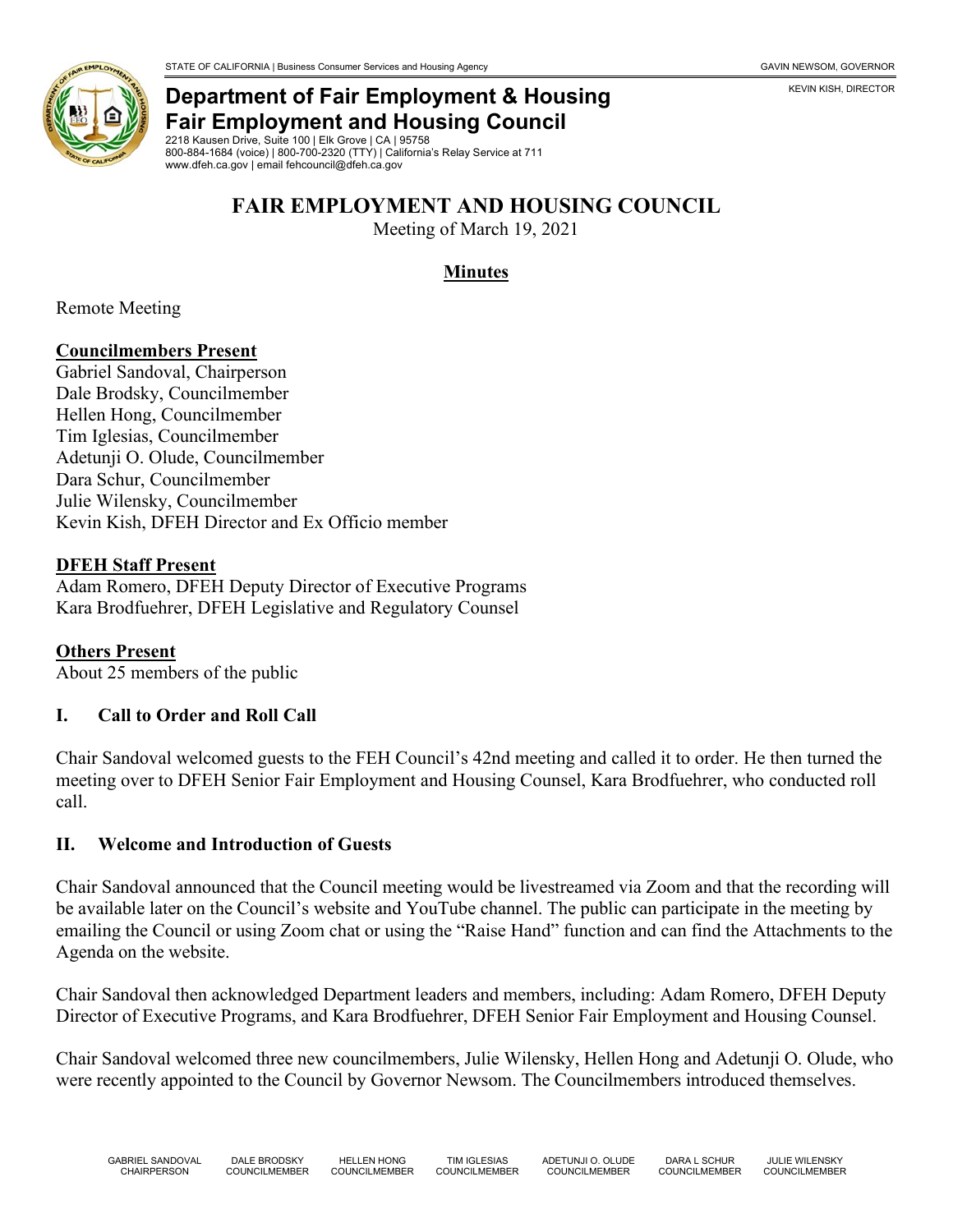STATE OF CALIFORNIA | Business Consumer Services and Housing Agency GAVIN NEWSOM, GOVERNOR

KEVIN KISH, DIRECTOR

**Department of Fair Employment & Housing**
**Fair Employment and Housing Council**
2218 Kausen Drive, Suite 100 | Elk Grove | CA | 95758
800-884-1684 (voice) | 800-700-2320 (TTY) | California's Relay Service at 711
www.dfeh.ca.gov | email fehcouncil@dfeh.ca.gov

# FAIR EMPLOYMENT AND HOUSING COUNCIL

Meeting of March 19, 2021

## Minutes

Remote Meeting

**Councilmembers Present**
Gabriel Sandoval, Chairperson
Dale Brodsky, Councilmember
Hellen Hong, Councilmember
Tim Iglesias, Councilmember
Adetunji O. Olude, Councilmember
Dara Schur, Councilmember
Julie Wilensky, Councilmember
Kevin Kish, DFEH Director and Ex Officio member

**DFEH Staff Present**
Adam Romero, DFEH Deputy Director of Executive Programs
Kara Brodfuehrer, DFEH Legislative and Regulatory Counsel

**Others Present**
About 25 members of the public

### I. Call to Order and Roll Call

Chair Sandoval welcomed guests to the FEH Council's 42nd meeting and called it to order. He then turned the meeting over to DFEH Senior Fair Employment and Housing Counsel, Kara Brodfuehrer, who conducted roll call.

### II. Welcome and Introduction of Guests

Chair Sandoval announced that the Council meeting would be livestreamed via Zoom and that the recording will be available later on the Council's website and YouTube channel. The public can participate in the meeting by emailing the Council or using Zoom chat or using the "Raise Hand" function and can find the Attachments to the Agenda on the website.

Chair Sandoval then acknowledged Department leaders and members, including: Adam Romero, DFEH Deputy Director of Executive Programs, and Kara Brodfuehrer, DFEH Senior Fair Employment and Housing Counsel.

Chair Sandoval welcomed three new councilmembers, Julie Wilensky, Hellen Hong and Adetunji O. Olude, who were recently appointed to the Council by Governor Newsom. The Councilmembers introduced themselves.

GABRIEL SANDOVAL CHAIRPERSON | DALE BRODSKY COUNCILMEMBER | HELLEN HONG COUNCILMEMBER | TIM IGLESIAS COUNCILMEMBER | ADETUNJI O. OLUDE COUNCILMEMBER | DARA L SCHUR COUNCILMEMBER | JULIE WILENSKY COUNCILMEMBER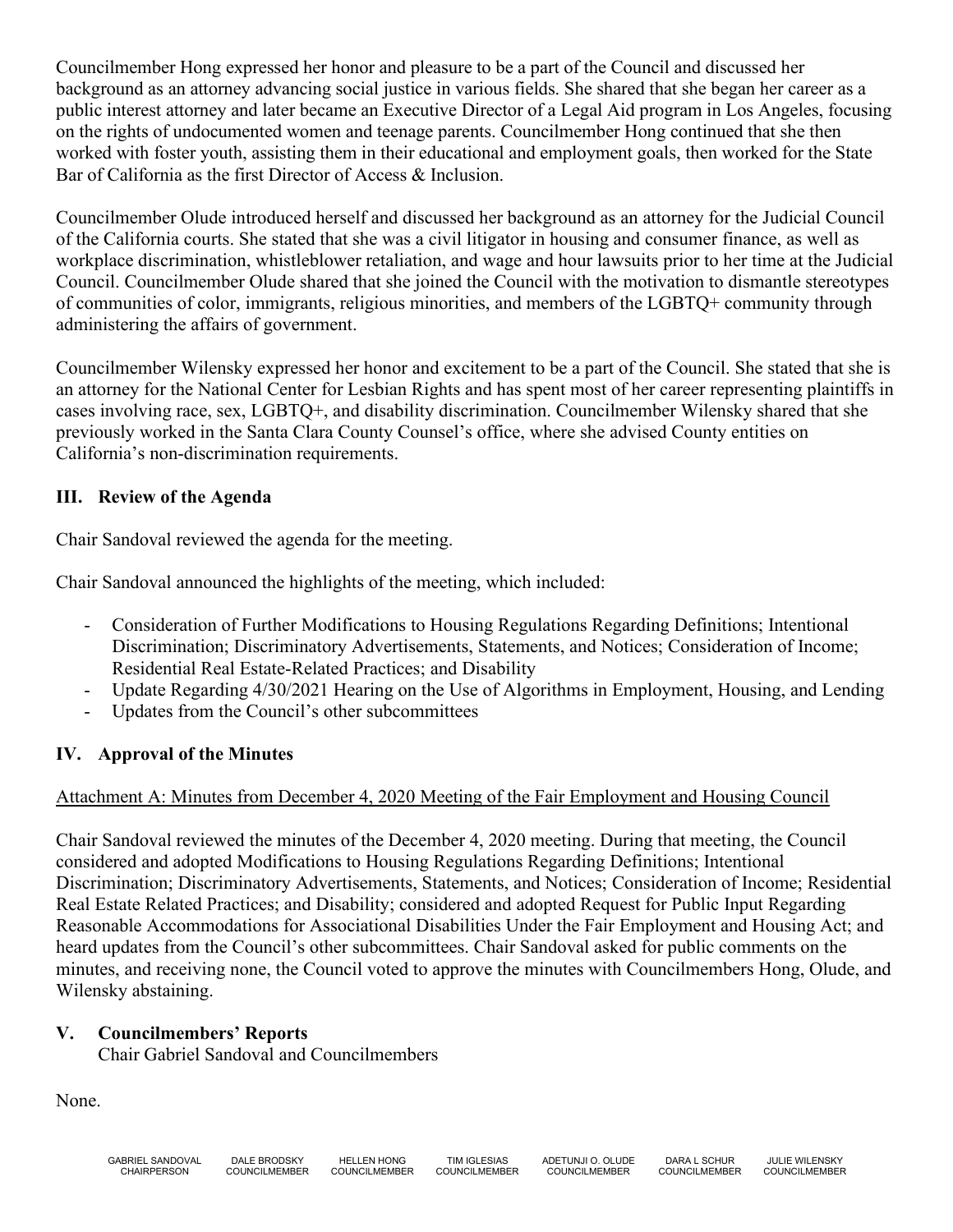Councilmember Hong expressed her honor and pleasure to be a part of the Council and discussed her background as an attorney advancing social justice in various fields. She shared that she began her career as a public interest attorney and later became an Executive Director of a Legal Aid program in Los Angeles, focusing on the rights of undocumented women and teenage parents. Councilmember Hong continued that she then worked with foster youth, assisting them in their educational and employment goals, then worked for the State Bar of California as the first Director of Access & Inclusion.

Councilmember Olude introduced herself and discussed her background as an attorney for the Judicial Council of the California courts. She stated that she was a civil litigator in housing and consumer finance, as well as workplace discrimination, whistleblower retaliation, and wage and hour lawsuits prior to her time at the Judicial Council. Councilmember Olude shared that she joined the Council with the motivation to dismantle stereotypes of communities of color, immigrants, religious minorities, and members of the LGBTQ+ community through administering the affairs of government.

Councilmember Wilensky expressed her honor and excitement to be a part of the Council. She stated that she is an attorney for the National Center for Lesbian Rights and has spent most of her career representing plaintiffs in cases involving race, sex, LGBTQ+, and disability discrimination. Councilmember Wilensky shared that she previously worked in the Santa Clara County Counsel's office, where she advised County entities on California's non-discrimination requirements.

## III. Review of the Agenda

Chair Sandoval reviewed the agenda for the meeting.

Chair Sandoval announced the highlights of the meeting, which included:

- Consideration of Further Modifications to Housing Regulations Regarding Definitions; Intentional Discrimination; Discriminatory Advertisements, Statements, and Notices; Consideration of Income; Residential Real Estate-Related Practices; and Disability
- Update Regarding 4/30/2021 Hearing on the Use of Algorithms in Employment, Housing, and Lending
- Updates from the Council's other subcommittees

## IV. Approval of the Minutes

Attachment A: Minutes from December 4, 2020 Meeting of the Fair Employment and Housing Council

Chair Sandoval reviewed the minutes of the December 4, 2020 meeting. During that meeting, the Council considered and adopted Modifications to Housing Regulations Regarding Definitions; Intentional Discrimination; Discriminatory Advertisements, Statements, and Notices; Consideration of Income; Residential Real Estate Related Practices; and Disability; considered and adopted Request for Public Input Regarding Reasonable Accommodations for Associational Disabilities Under the Fair Employment and Housing Act; and heard updates from the Council's other subcommittees. Chair Sandoval asked for public comments on the minutes, and receiving none, the Council voted to approve the minutes with Councilmembers Hong, Olude, and Wilensky abstaining.

## V. Councilmembers' Reports

Chair Gabriel Sandoval and Councilmembers

None.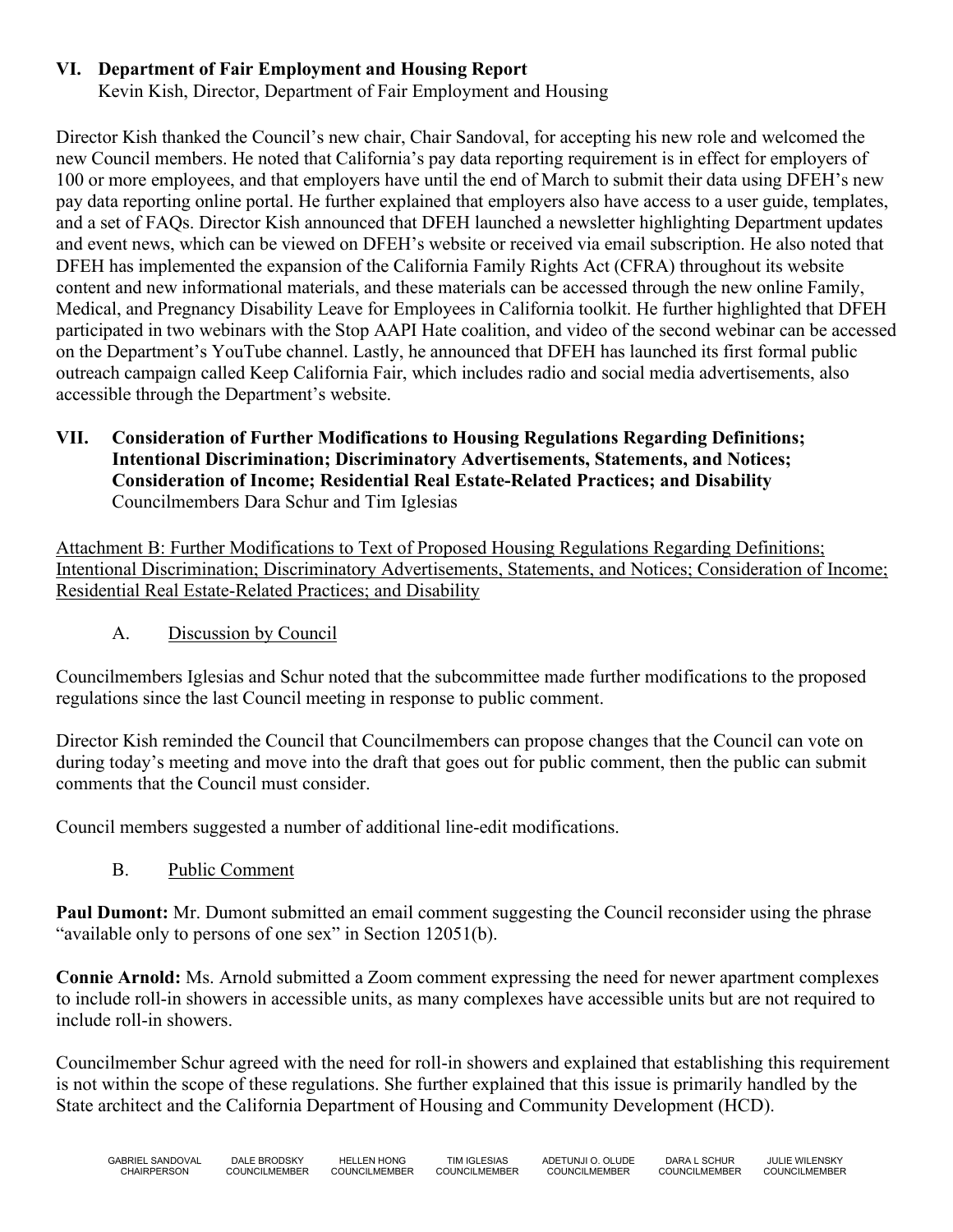## VI. Department of Fair Employment and Housing Report

Kevin Kish, Director, Department of Fair Employment and Housing

Director Kish thanked the Council's new chair, Chair Sandoval, for accepting his new role and welcomed the new Council members. He noted that California's pay data reporting requirement is in effect for employers of 100 or more employees, and that employers have until the end of March to submit their data using DFEH's new pay data reporting online portal. He further explained that employers also have access to a user guide, templates, and a set of FAQs. Director Kish announced that DFEH launched a newsletter highlighting Department updates and event news, which can be viewed on DFEH's website or received via email subscription. He also noted that DFEH has implemented the expansion of the California Family Rights Act (CFRA) throughout its website content and new informational materials, and these materials can be accessed through the new online Family, Medical, and Pregnancy Disability Leave for Employees in California toolkit. He further highlighted that DFEH participated in two webinars with the Stop AAPI Hate coalition, and video of the second webinar can be accessed on the Department's YouTube channel. Lastly, he announced that DFEH has launched its first formal public outreach campaign called Keep California Fair, which includes radio and social media advertisements, also accessible through the Department's website.

## VII. Consideration of Further Modifications to Housing Regulations Regarding Definitions; Intentional Discrimination; Discriminatory Advertisements, Statements, and Notices; Consideration of Income; Residential Real Estate-Related Practices; and Disability

Councilmembers Dara Schur and Tim Iglesias

Attachment B: Further Modifications to Text of Proposed Housing Regulations Regarding Definitions; Intentional Discrimination; Discriminatory Advertisements, Statements, and Notices; Consideration of Income; Residential Real Estate-Related Practices; and Disability

### A. Discussion by Council

Councilmembers Iglesias and Schur noted that the subcommittee made further modifications to the proposed regulations since the last Council meeting in response to public comment.

Director Kish reminded the Council that Councilmembers can propose changes that the Council can vote on during today's meeting and move into the draft that goes out for public comment, then the public can submit comments that the Council must consider.

Council members suggested a number of additional line-edit modifications.

### B. Public Comment

**Paul Dumont:** Mr. Dumont submitted an email comment suggesting the Council reconsider using the phrase "available only to persons of one sex" in Section 12051(b).

**Connie Arnold:** Ms. Arnold submitted a Zoom comment expressing the need for newer apartment complexes to include roll-in showers in accessible units, as many complexes have accessible units but are not required to include roll-in showers.

Councilmember Schur agreed with the need for roll-in showers and explained that establishing this requirement is not within the scope of these regulations. She further explained that this issue is primarily handled by the State architect and the California Department of Housing and Community Development (HCD).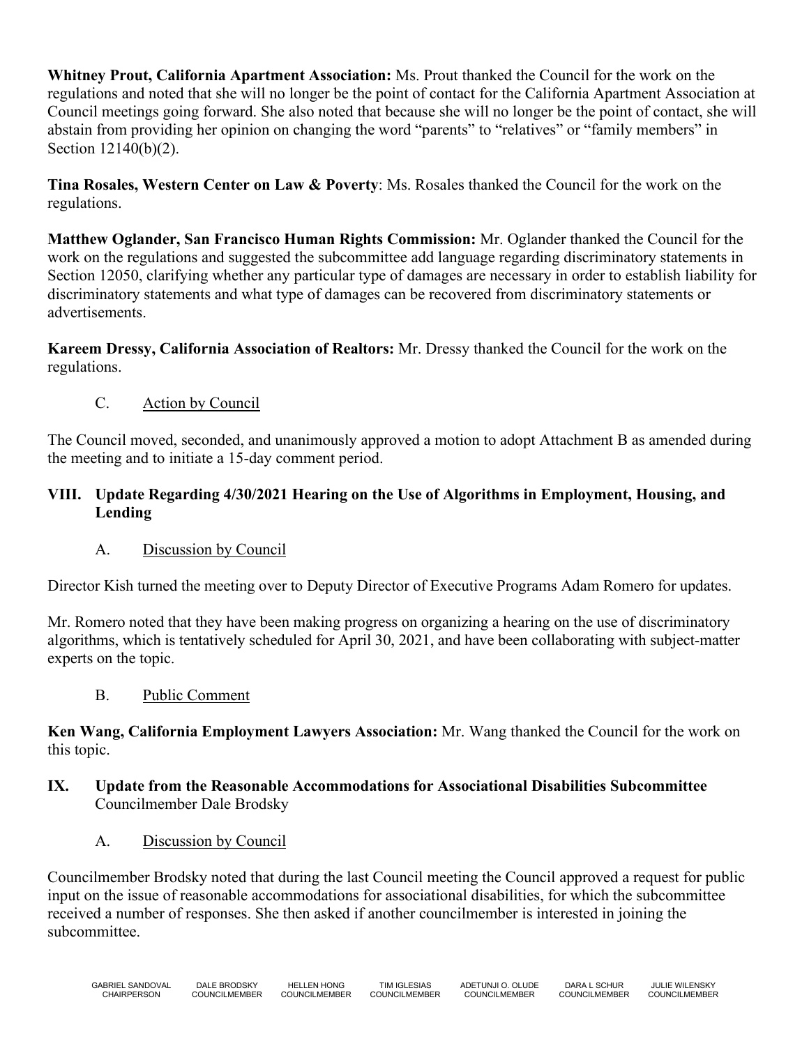**Whitney Prout, California Apartment Association:** Ms. Prout thanked the Council for the work on the regulations and noted that she will no longer be the point of contact for the California Apartment Association at Council meetings going forward. She also noted that because she will no longer be the point of contact, she will abstain from providing her opinion on changing the word "parents" to "relatives" or "family members" in Section 12140(b)(2).

**Tina Rosales, Western Center on Law & Poverty**: Ms. Rosales thanked the Council for the work on the regulations.

**Matthew Oglander, San Francisco Human Rights Commission:** Mr. Oglander thanked the Council for the work on the regulations and suggested the subcommittee add language regarding discriminatory statements in Section 12050, clarifying whether any particular type of damages are necessary in order to establish liability for discriminatory statements and what type of damages can be recovered from discriminatory statements or advertisements.

**Kareem Dressy, California Association of Realtors:** Mr. Dressy thanked the Council for the work on the regulations.

C. Action by Council

The Council moved, seconded, and unanimously approved a motion to adopt Attachment B as amended during the meeting and to initiate a 15-day comment period.

## VIII. Update Regarding 4/30/2021 Hearing on the Use of Algorithms in Employment, Housing, and Lending

A. Discussion by Council

Director Kish turned the meeting over to Deputy Director of Executive Programs Adam Romero for updates.

Mr. Romero noted that they have been making progress on organizing a hearing on the use of discriminatory algorithms, which is tentatively scheduled for April 30, 2021, and have been collaborating with subject-matter experts on the topic.

B. Public Comment

**Ken Wang, California Employment Lawyers Association:** Mr. Wang thanked the Council for the work on this topic.

## IX. Update from the Reasonable Accommodations for Associational Disabilities Subcommittee

Councilmember Dale Brodsky

A. Discussion by Council

Councilmember Brodsky noted that during the last Council meeting the Council approved a request for public input on the issue of reasonable accommodations for associational disabilities, for which the subcommittee received a number of responses. She then asked if another councilmember is interested in joining the subcommittee.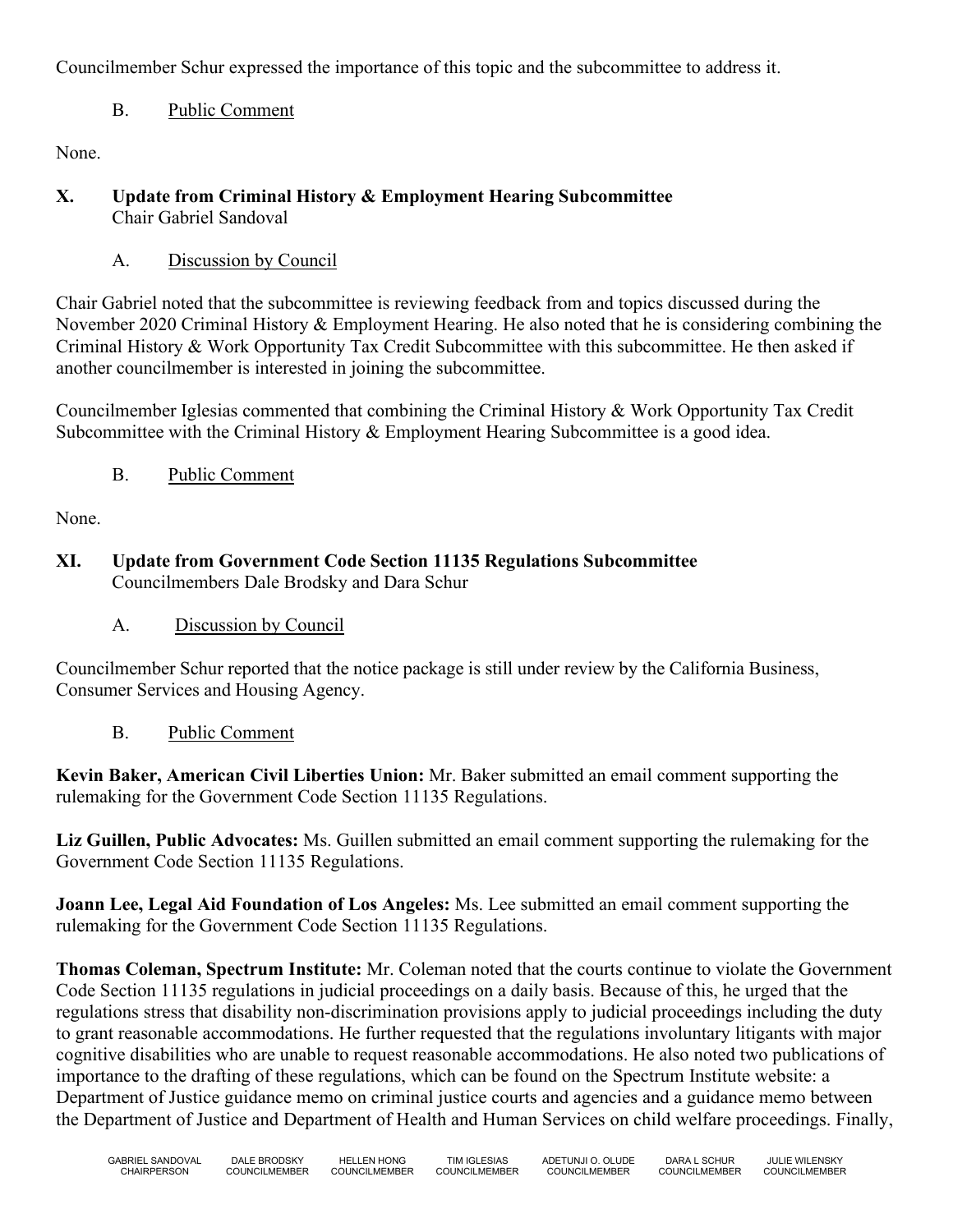Councilmember Schur expressed the importance of this topic and the subcommittee to address it.

B. Public Comment

None.

## X. Update from Criminal History & Employment Hearing Subcommittee

Chair Gabriel Sandoval

A. Discussion by Council

Chair Gabriel noted that the subcommittee is reviewing feedback from and topics discussed during the November 2020 Criminal History & Employment Hearing. He also noted that he is considering combining the Criminal History & Work Opportunity Tax Credit Subcommittee with this subcommittee. He then asked if another councilmember is interested in joining the subcommittee.

Councilmember Iglesias commented that combining the Criminal History & Work Opportunity Tax Credit Subcommittee with the Criminal History & Employment Hearing Subcommittee is a good idea.

B. Public Comment

None.

## XI. Update from Government Code Section 11135 Regulations Subcommittee

Councilmembers Dale Brodsky and Dara Schur

A. Discussion by Council

Councilmember Schur reported that the notice package is still under review by the California Business, Consumer Services and Housing Agency.

B. Public Comment

**Kevin Baker, American Civil Liberties Union:** Mr. Baker submitted an email comment supporting the rulemaking for the Government Code Section 11135 Regulations.

**Liz Guillen, Public Advocates:** Ms. Guillen submitted an email comment supporting the rulemaking for the Government Code Section 11135 Regulations.

**Joann Lee, Legal Aid Foundation of Los Angeles:** Ms. Lee submitted an email comment supporting the rulemaking for the Government Code Section 11135 Regulations.

**Thomas Coleman, Spectrum Institute:** Mr. Coleman noted that the courts continue to violate the Government Code Section 11135 regulations in judicial proceedings on a daily basis. Because of this, he urged that the regulations stress that disability non-discrimination provisions apply to judicial proceedings including the duty to grant reasonable accommodations. He further requested that the regulations involuntary litigants with major cognitive disabilities who are unable to request reasonable accommodations. He also noted two publications of importance to the drafting of these regulations, which can be found on the Spectrum Institute website: a Department of Justice guidance memo on criminal justice courts and agencies and a guidance memo between the Department of Justice and Department of Health and Human Services on child welfare proceedings. Finally,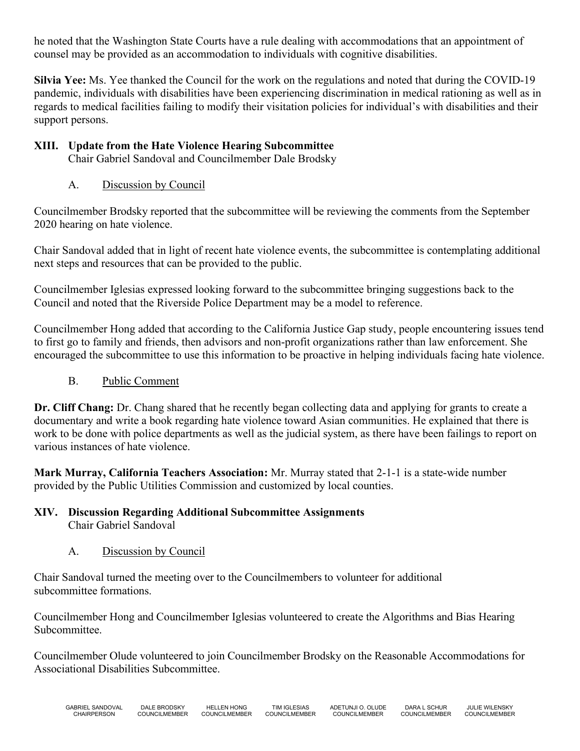he noted that the Washington State Courts have a rule dealing with accommodations that an appointment of counsel may be provided as an accommodation to individuals with cognitive disabilities.

**Silvia Yee:** Ms. Yee thanked the Council for the work on the regulations and noted that during the COVID-19 pandemic, individuals with disabilities have been experiencing discrimination in medical rationing as well as in regards to medical facilities failing to modify their visitation policies for individual's with disabilities and their support persons.

## XIII. Update from the Hate Violence Hearing Subcommittee

Chair Gabriel Sandoval and Councilmember Dale Brodsky

### A. Discussion by Council

Councilmember Brodsky reported that the subcommittee will be reviewing the comments from the September 2020 hearing on hate violence.

Chair Sandoval added that in light of recent hate violence events, the subcommittee is contemplating additional next steps and resources that can be provided to the public.

Councilmember Iglesias expressed looking forward to the subcommittee bringing suggestions back to the Council and noted that the Riverside Police Department may be a model to reference.

Councilmember Hong added that according to the California Justice Gap study, people encountering issues tend to first go to family and friends, then advisors and non-profit organizations rather than law enforcement. She encouraged the subcommittee to use this information to be proactive in helping individuals facing hate violence.

### B. Public Comment

**Dr. Cliff Chang:** Dr. Chang shared that he recently began collecting data and applying for grants to create a documentary and write a book regarding hate violence toward Asian communities. He explained that there is work to be done with police departments as well as the judicial system, as there have been failings to report on various instances of hate violence.

**Mark Murray, California Teachers Association:** Mr. Murray stated that 2-1-1 is a state-wide number provided by the Public Utilities Commission and customized by local counties.

## XIV. Discussion Regarding Additional Subcommittee Assignments

Chair Gabriel Sandoval

### A. Discussion by Council

Chair Sandoval turned the meeting over to the Councilmembers to volunteer for additional subcommittee formations.

Councilmember Hong and Councilmember Iglesias volunteered to create the Algorithms and Bias Hearing Subcommittee.

Councilmember Olude volunteered to join Councilmember Brodsky on the Reasonable Accommodations for Associational Disabilities Subcommittee.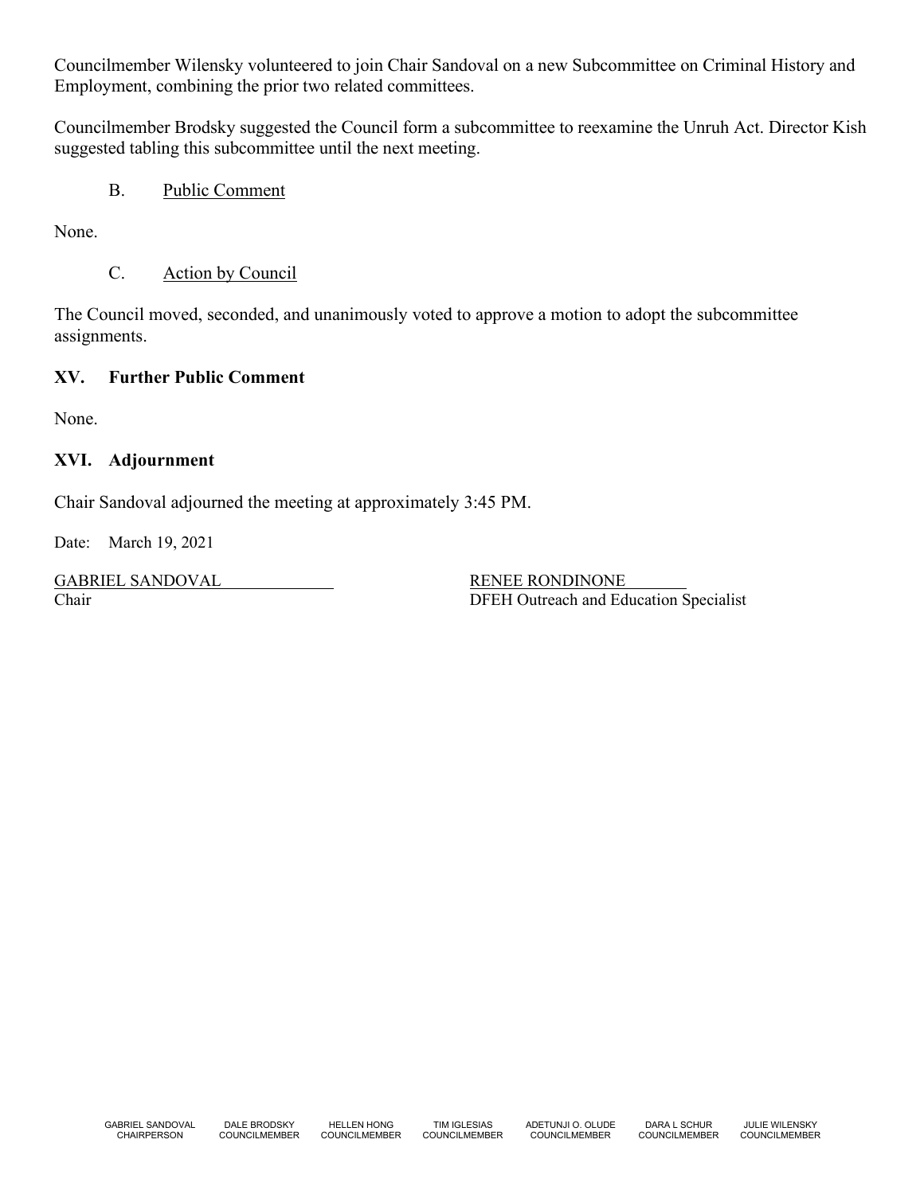Councilmember Wilensky volunteered to join Chair Sandoval on a new Subcommittee on Criminal History and Employment, combining the prior two related committees.

Councilmember Brodsky suggested the Council form a subcommittee to reexamine the Unruh Act. Director Kish suggested tabling this subcommittee until the next meeting.

B. Public Comment

None.

C. Action by Council

The Council moved, seconded, and unanimously voted to approve a motion to adopt the subcommittee assignments.

## XV. Further Public Comment

None.

## XVI. Adjournment

Chair Sandoval adjourned the meeting at approximately 3:45 PM.

Date: March 19, 2021

GABRIEL SANDOVAL
Chair

RENEE RONDINONE
DFEH Outreach and Education Specialist

GABRIEL SANDOVAL CHAIRPERSON | DALE BRODSKY COUNCILMEMBER | HELLEN HONG COUNCILMEMBER | TIM IGLESIAS COUNCILMEMBER | ADETUNJI O. OLUDE COUNCILMEMBER | DARA L SCHUR COUNCILMEMBER | JULIE WILENSKY COUNCILMEMBER